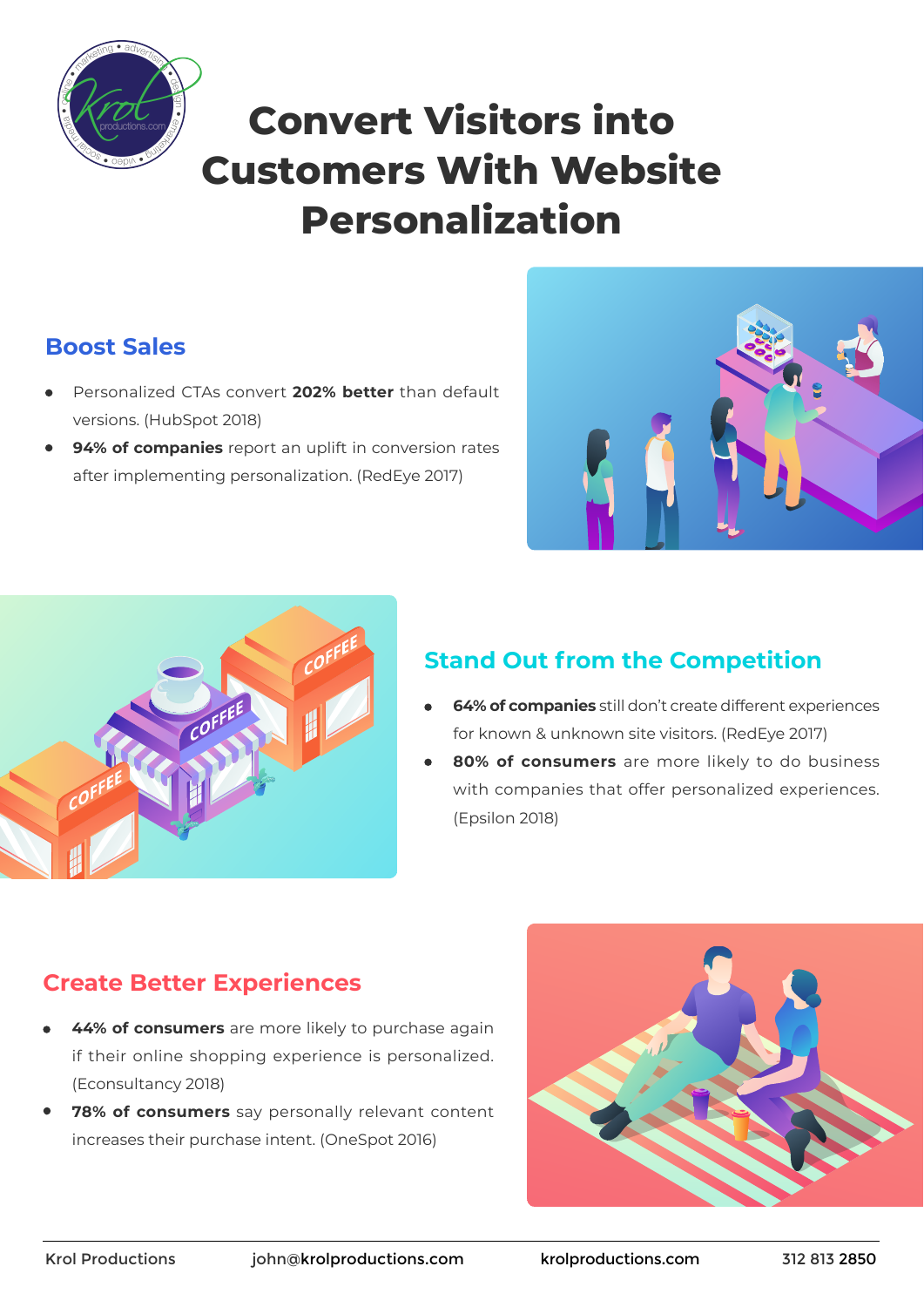# Convert Visitors into Customers With Website Personalization

## Boost Sales

- Personalized CTAs convert **202% better** than default versions. (HubSpot 2018)
- **94% of companies** report an uplift in conversion rates after implementing personalization. (RedEye 2017)

## Stand Out from the Competition

- **64% of companies** still don't create different experiences for known & unknown site visitors. (RedEye 2017)
- **80% of consumers** are more likely to do business with companies that offer personalized experiences. (Epsilon 2018)

## Create Better Experiences

- **44% of consumers** are more likely to purchase again if their online shopping experience is personalized. (Econsultancy 2018)
- **78% of consumers** say personally relevant content increases their purchase intent. (OneSpot 2016)

Krol Productions | john@krolproductions.com | krolproductions.com | 312 813 2850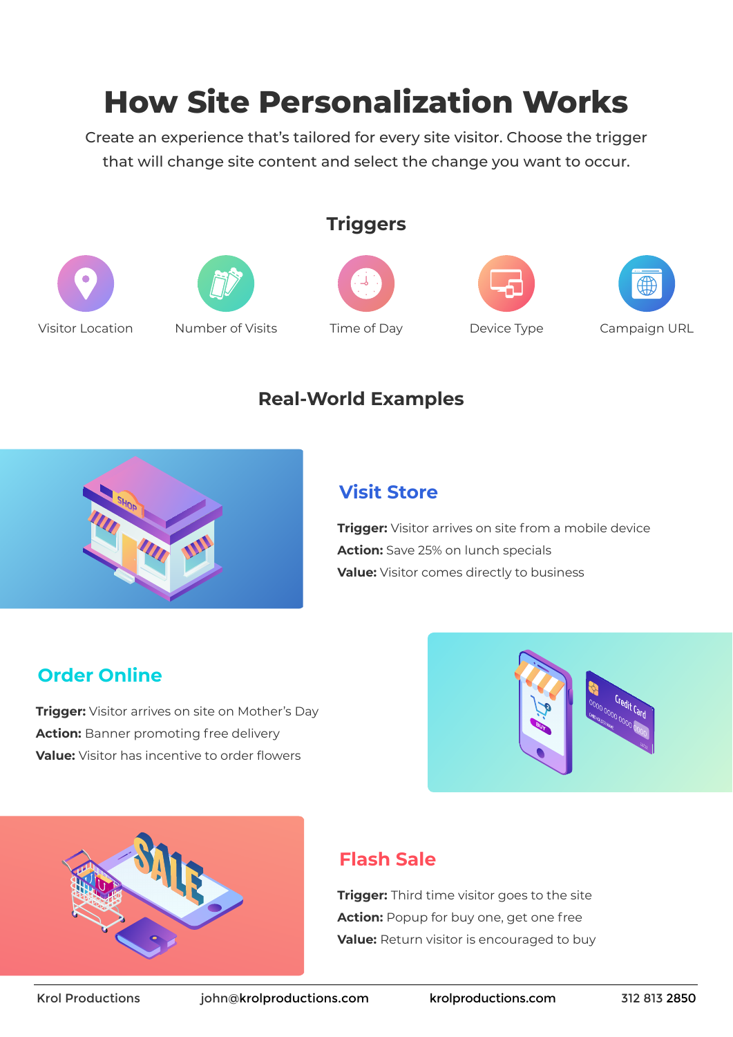# How Site Personalization Works

Create an experience that's tailored for every site visitor. Choose the trigger that will change site content and select the change you want to occur.

## Triggers

- Visitor Location
- Number of Visits
- Time of Day
- Device Type
- Campaign URL

## Real-World Examples

### Visit Store

**Trigger:** Visitor arrives on site from a mobile device

**Action:** Save 25% on lunch specials

**Value:** Visitor comes directly to business

### Order Online

**Trigger:** Visitor arrives on site on Mother's Day

**Action:** Banner promoting free delivery

**Value:** Visitor has incentive to order flowers

### Flash Sale

**Trigger:** Third time visitor goes to the site

**Action:** Popup for buy one, get one free

**Value:** Return visitor is encouraged to buy

Krol Productions john@krolproductions.com krolproductions.com 312 813 2850